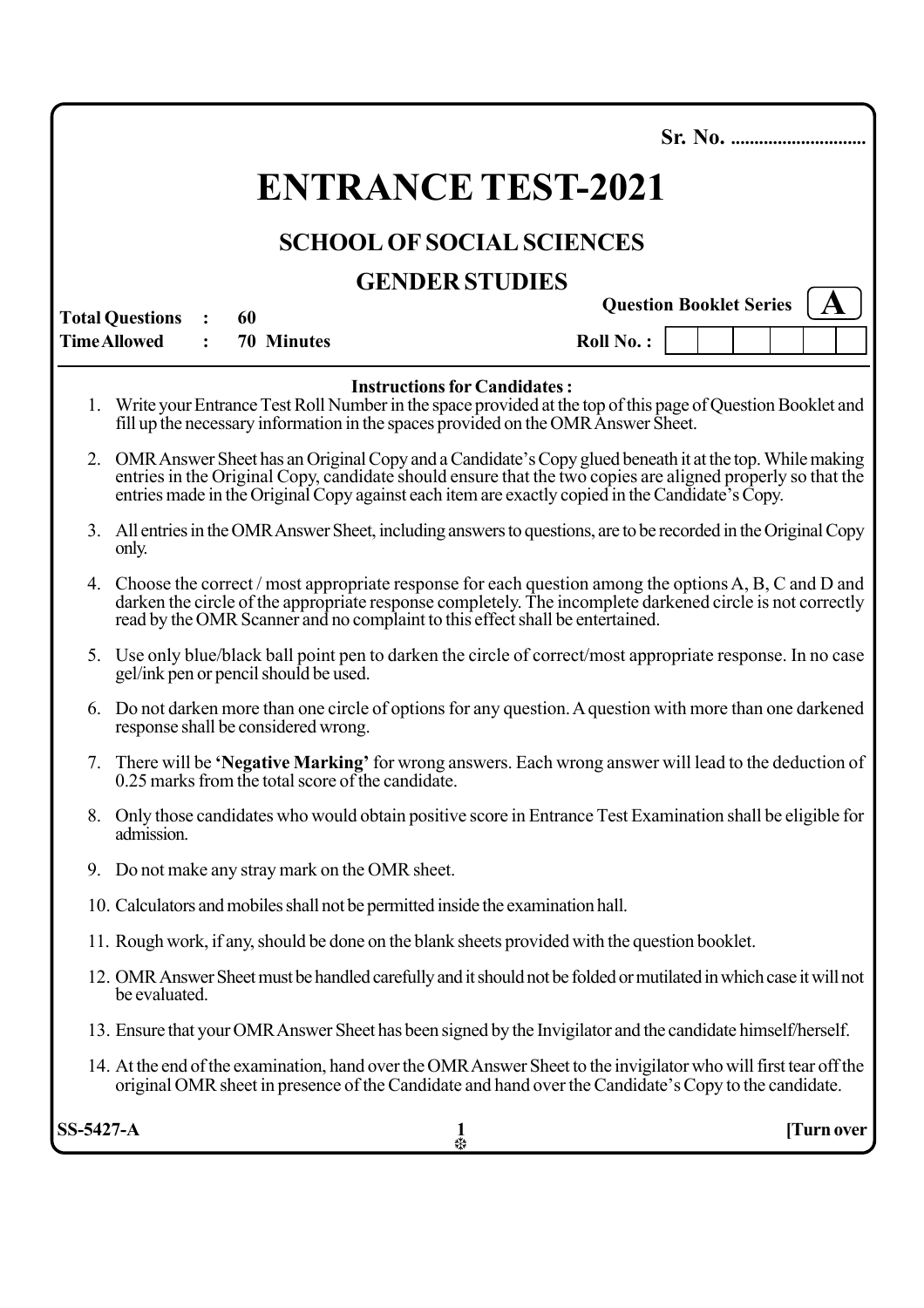Sr. No. ............................

# ENTRANCE TEST-2021

## SCHOOL OF SOCIAL SCIENCES

## GENDER STUDIES

**Question Booklet Series** **A**

**Total Questions : 60**

**Time Allowed : 70 Minutes**

**Roll No. :** | | | | | | | |

**Instructions for Candidates :**

1. Write your Entrance Test Roll Number in the space provided at the top of this page of Question Booklet and fill up the necessary information in the spaces provided on the OMR Answer Sheet.
2. OMR Answer Sheet has an Original Copy and a Candidate's Copy glued beneath it at the top. While making entries in the Original Copy, candidate should ensure that the two copies are aligned properly so that the entries made in the Original Copy against each item are exactly copied in the Candidate's Copy.
3. All entries in the OMR Answer Sheet, including answers to questions, are to be recorded in the Original Copy only.
4. Choose the correct / most appropriate response for each question among the options A, B, C and D and darken the circle of the appropriate response completely. The incomplete darkened circle is not correctly read by the OMR Scanner and no complaint to this effect shall be entertained.
5. Use only blue/black ball point pen to darken the circle of correct/most appropriate response. In no case gel/ink pen or pencil should be used.
6. Do not darken more than one circle of options for any question. A question with more than one darkened response shall be considered wrong.
7. There will be **'Negative Marking'** for wrong answers. Each wrong answer will lead to the deduction of 0.25 marks from the total score of the candidate.
8. Only those candidates who would obtain positive score in Entrance Test Examination shall be eligible for admission.
9. Do not make any stray mark on the OMR sheet.
10. Calculators and mobiles shall not be permitted inside the examination hall.
11. Rough work, if any, should be done on the blank sheets provided with the question booklet.
12. OMR Answer Sheet must be handled carefully and it should not be folded or mutilated in which case it will not be evaluated.
13. Ensure that your OMR Answer Sheet has been signed by the Invigilator and the candidate himself/herself.
14. At the end of the examination, hand over the OMR Answer Sheet to the invigilator who will first tear off the original OMR sheet in presence of the Candidate and hand over the Candidate's Copy to the candidate.

**SS-5427-A** **[Turn over**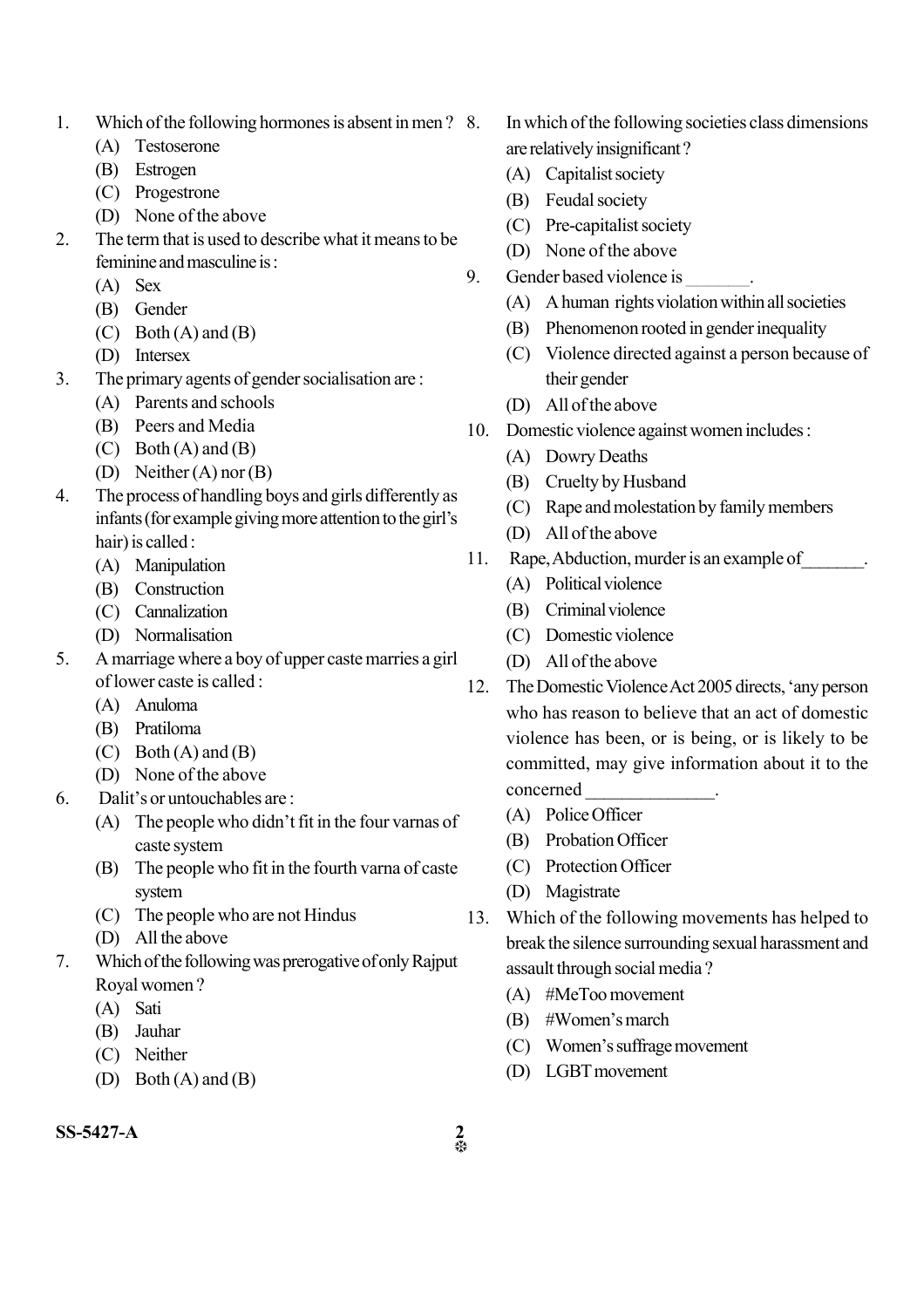1. Which of the following hormones is absent in men ?
   (A) Testosterone
   (B) Estrogen
   (C) Progestrone
   (D) None of the above
2. The term that is used to describe what it means to be feminine and masculine is :
   (A) Sex
   (B) Gender
   (C) Both (A) and (B)
   (D) Intersex
3. The primary agents of gender socialisation are :
   (A) Parents and schools
   (B) Peers and Media
   (C) Both (A) and (B)
   (D) Neither (A) nor (B)
4. The process of handling boys and girls differently as infants (for example giving more attention to the girl's hair) is called :
   (A) Manipulation
   (B) Construction
   (C) Cannalization
   (D) Normalisation
5. A marriage where a boy of upper caste marries a girl of lower caste is called :
   (A) Anuloma
   (B) Pratiloma
   (C) Both (A) and (B)
   (D) None of the above
6. Dalit's or untouchables are :
   (A) The people who didn't fit in the four varnas of caste system
   (B) The people who fit in the fourth varna of caste system
   (C) The people who are not Hindus
   (D) All the above
7. Which of the following was prerogative of only Rajput Royal women ?
   (A) Sati
   (B) Jauhar
   (C) Neither
   (D) Both (A) and (B)
8. In which of the following societies class dimensions are relatively insignificant ?
   (A) Capitalist society
   (B) Feudal society
   (C) Pre-capitalist society
   (D) None of the above
9. Gender based violence is _______.
   (A) A human rights violation within all societies
   (B) Phenomenon rooted in gender inequality
   (C) Violence directed against a person because of their gender
   (D) All of the above
10. Domestic violence against women includes :
    (A) Dowry Deaths
    (B) Cruelty by Husband
    (C) Rape and molestation by family members
    (D) All of the above
11. Rape, Abduction, murder is an example of_______.
    (A) Political violence
    (B) Criminal violence
    (C) Domestic violence
    (D) All of the above
12. The Domestic Violence Act 2005 directs, 'any person who has reason to believe that an act of domestic violence has been, or is being, or is likely to be committed, may give information about it to the concerned ______________.
    (A) Police Officer
    (B) Probation Officer
    (C) Protection Officer
    (D) Magistrate
13. Which of the following movements has helped to break the silence surrounding sexual harassment and assault through social media ?
    (A) #MeToo movement
    (B) #Women's march
    (C) Women's suffrage movement
    (D) LGBT movement

SS-5427-A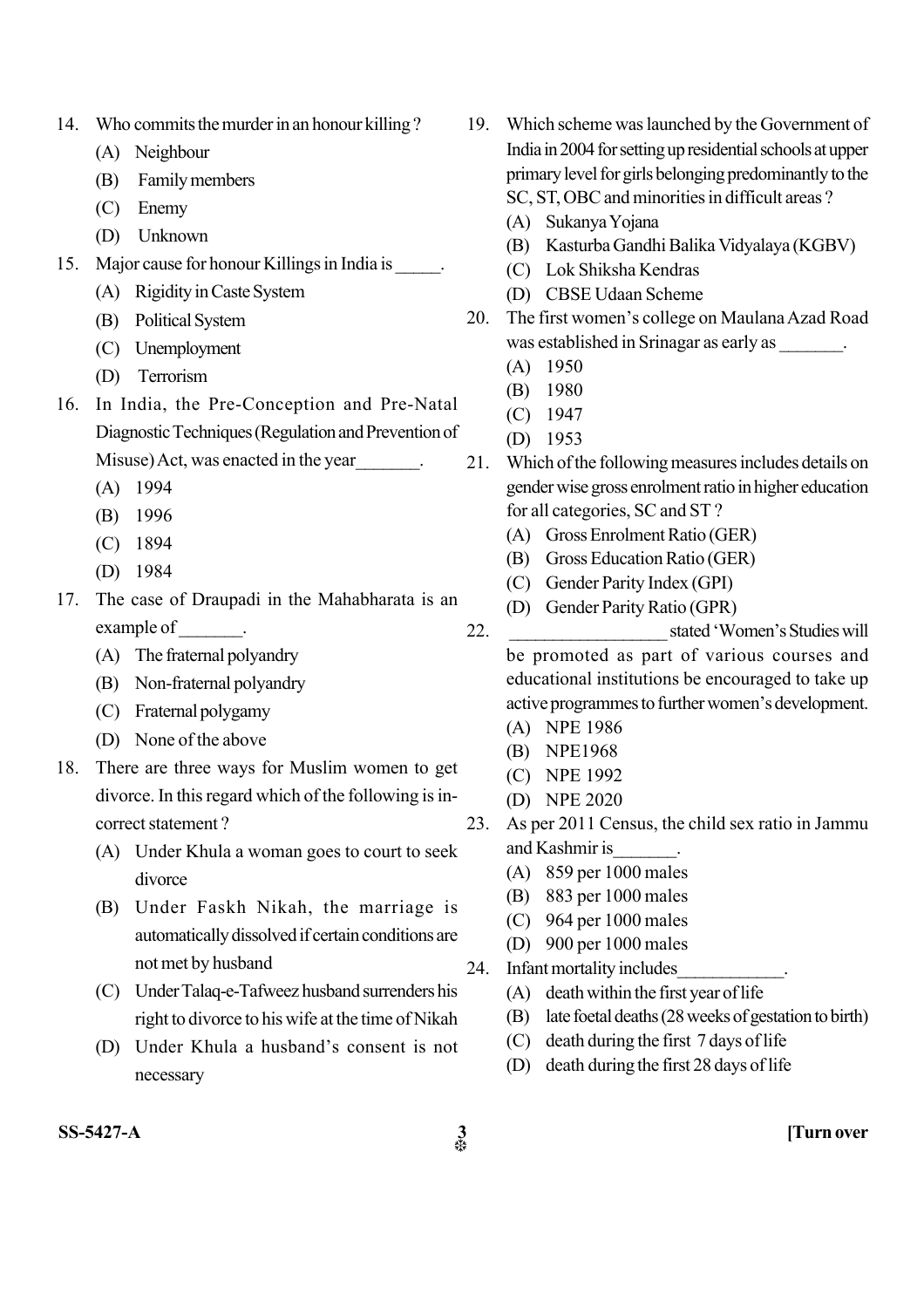14. Who commits the murder in an honour killing ?
    (A) Neighbour
    (B) Family members
    (C) Enemy
    (D) Unknown

15. Major cause for honour Killings in India is _____.
    (A) Rigidity in Caste System
    (B) Political System
    (C) Unemployment
    (D) Terrorism

16. In India, the Pre-Conception and Pre-Natal Diagnostic Techniques (Regulation and Prevention of Misuse) Act, was enacted in the year_______.
    (A) 1994
    (B) 1996
    (C) 1894
    (D) 1984

17. The case of Draupadi in the Mahabharata is an example of _______.
    (A) The fraternal polyandry
    (B) Non-fraternal polyandry
    (C) Fraternal polygamy
    (D) None of the above

18. There are three ways for Muslim women to get divorce. In this regard which of the following is incorrect statement ?
    (A) Under Khula a woman goes to court to seek divorce
    (B) Under Faskh Nikah, the marriage is automatically dissolved if certain conditions are not met by husband
    (C) Under Talaq-e-Tafweez husband surrenders his right to divorce to his wife at the time of Nikah
    (D) Under Khula a husband's consent is not necessary

19. Which scheme was launched by the Government of India in 2004 for setting up residential schools at upper primary level for girls belonging predominantly to the SC, ST, OBC and minorities in difficult areas ?
    (A) Sukanya Yojana
    (B) Kasturba Gandhi Balika Vidyalaya (KGBV)
    (C) Lok Shiksha Kendras
    (D) CBSE Udaan Scheme

20. The first women's college on Maulana Azad Road was established in Srinagar as early as _______.
    (A) 1950
    (B) 1980
    (C) 1947
    (D) 1953

21. Which of the following measures includes details on gender wise gross enrolment ratio in higher education for all categories, SC and ST ?
    (A) Gross Enrolment Ratio (GER)
    (B) Gross Education Ratio (GER)
    (C) Gender Parity Index (GPI)
    (D) Gender Parity Ratio (GPR)

22. _________________ stated 'Women's Studies will be promoted as part of various courses and educational institutions be encouraged to take up active programmes to further women's development.
    (A) NPE 1986
    (B) NPE1968
    (C) NPE 1992
    (D) NPE 2020

23. As per 2011 Census, the child sex ratio in Jammu and Kashmir is_______.
    (A) 859 per 1000 males
    (B) 883 per 1000 males
    (C) 964 per 1000 males
    (D) 900 per 1000 males

24. Infant mortality includes___________.
    (A) death within the first year of life
    (B) late foetal deaths (28 weeks of gestation to birth)
    (C) death during the first 7 days of life
    (D) death during the first 28 days of life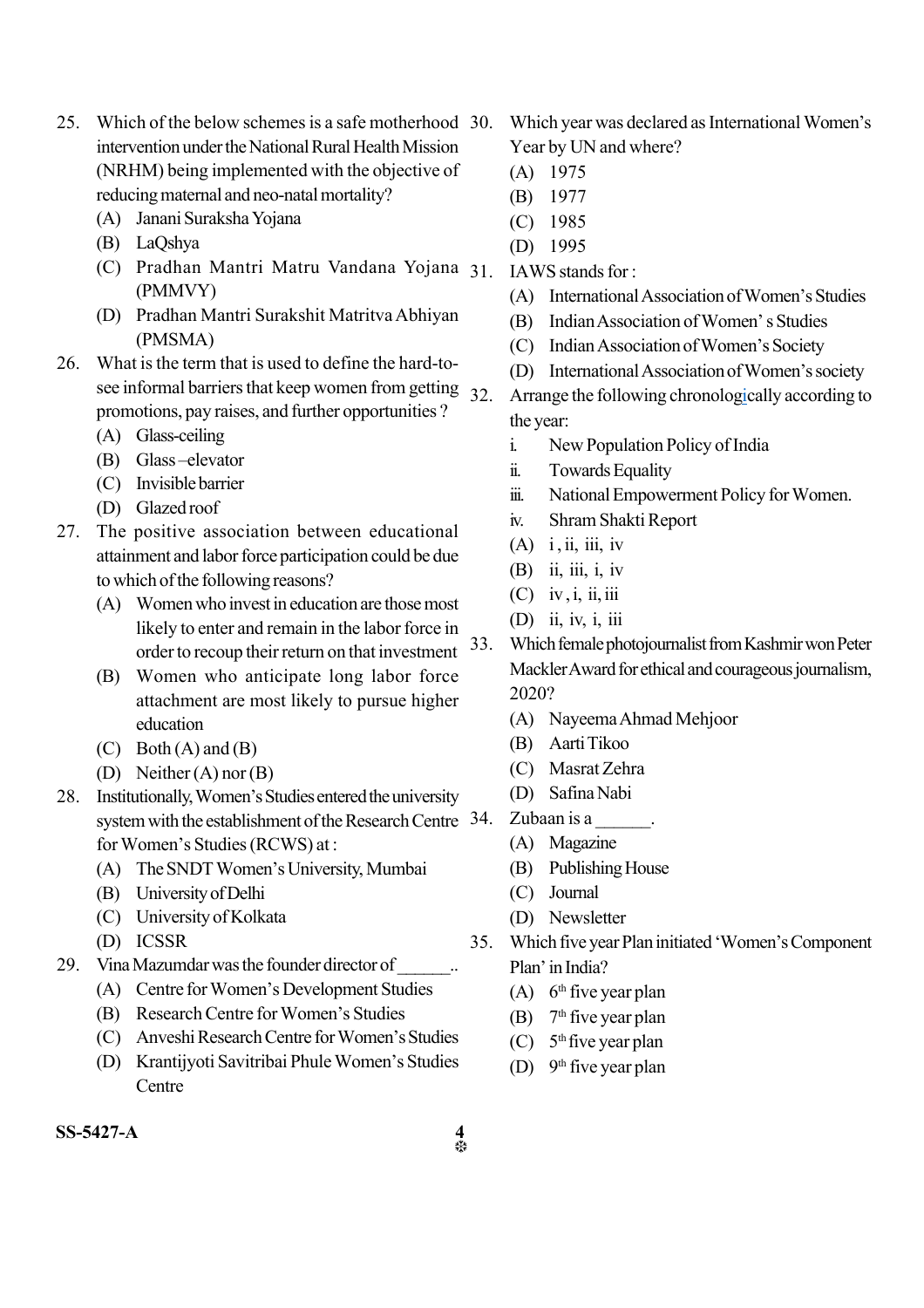25. Which of the below schemes is a safe motherhood intervention under the National Rural Health Mission (NRHM) being implemented with the objective of reducing maternal and neo-natal mortality?
    - (A) Janani Suraksha Yojana
    - (B) LaQshya
    - (C) Pradhan Mantri Matru Vandana Yojana (PMMVY)
    - (D) Pradhan Mantri Surakshit Matritva Abhiyan (PMSMA)

26. What is the term that is used to define the hard-to-see informal barriers that keep women from getting promotions, pay raises, and further opportunities ?
    - (A) Glass-ceiling
    - (B) Glass –elevator
    - (C) Invisible barrier
    - (D) Glazed roof

27. The positive association between educational attainment and labor force participation could be due to which of the following reasons?
    - (A) Women who invest in education are those most likely to enter and remain in the labor force in order to recoup their return on that investment
    - (B) Women who anticipate long labor force attachment are most likely to pursue higher education
    - (C) Both (A) and (B)
    - (D) Neither (A) nor (B)

28. Institutionally, Women's Studies entered the university system with the establishment of the Research Centre for Women's Studies (RCWS) at :
    - (A) The SNDT Women's University, Mumbai
    - (B) University of Delhi
    - (C) University of Kolkata
    - (D) ICSSR

29. Vina Mazumdar was the founder director of ______..
    - (A) Centre for Women's Development Studies
    - (B) Research Centre for Women's Studies
    - (C) Anveshi Research Centre for Women's Studies
    - (D) Krantijyoti Savitribai Phule Women's Studies Centre

30. Which year was declared as International Women's Year by UN and where?
    - (A) 1975
    - (B) 1977
    - (C) 1985
    - (D) 1995

31. IAWS stands for :
    - (A) International Association of Women's Studies
    - (B) Indian Association of Women' s Studies
    - (C) Indian Association of Women's Society
    - (D) International Association of Women's society

32. Arrange the following chronologically according to the year:
    - i. New Population Policy of India
    - ii. Towards Equality
    - iii. National Empowerment Policy for Women.
    - iv. Shram Shakti Report
    - (A) i , ii, iii, iv
    - (B) ii, iii, i, iv
    - (C) iv , i, ii, iii
    - (D) ii, iv, i, iii

33. Which female photojournalist from Kashmir won Peter Mackler Award for ethical and courageous journalism, 2020?
    - (A) Nayeema Ahmad Mehjoor
    - (B) Aarti Tikoo
    - (C) Masrat Zehra
    - (D) Safina Nabi

34. Zubaan is a ______.
    - (A) Magazine
    - (B) Publishing House
    - (C) Journal
    - (D) Newsletter

35. Which five year Plan initiated 'Women's Component Plan' in India?
    - (A) 6th five year plan
    - (B) 7th five year plan
    - (C) 5th five year plan
    - (D) 9th five year plan

SS-5427-A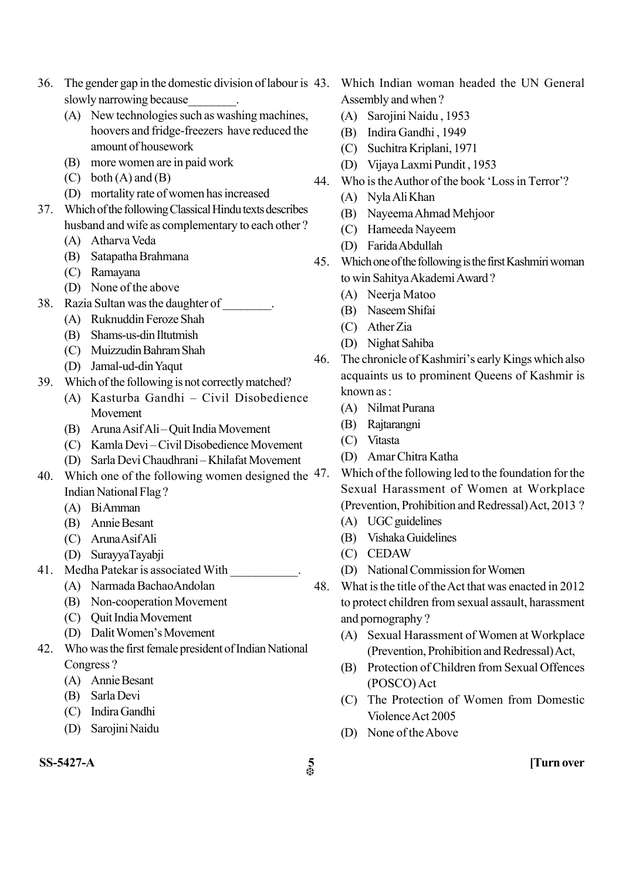36. The gender gap in the domestic division of labour is slowly narrowing because________.
    - (A) New technologies such as washing machines, hoovers and fridge-freezers have reduced the amount of housework
    - (B) more women are in paid work
    - (C) both (A) and (B)
    - (D) mortality rate of women has increased

37. Which of the following Classical Hindu texts describes husband and wife as complementary to each other ?
    - (A) Atharva Veda
    - (B) Satapatha Brahmana
    - (C) Ramayana
    - (D) None of the above

38. Razia Sultan was the daughter of ________.
    - (A) Ruknuddin Feroze Shah
    - (B) Shams-us-din Iltutmish
    - (C) Muizzudin Bahram Shah
    - (D) Jamal-ud-din Yaqut

39. Which of the following is not correctly matched?
    - (A) Kasturba Gandhi – Civil Disobedience Movement
    - (B) Aruna Asif Ali – Quit India Movement
    - (C) Kamla Devi – Civil Disobedience Movement
    - (D) Sarla Devi Chaudhrani – Khilafat Movement

40. Which one of the following women designed the Indian National Flag ?
    - (A) Bi Amman
    - (B) Annie Besant
    - (C) Aruna Asif Ali
    - (D) Surayya Tayabji

41. Medha Patekar is associated With ___________.
    - (A) Narmada Bachao Andolan
    - (B) Non-cooperation Movement
    - (C) Quit India Movement
    - (D) Dalit Women's Movement

42. Who was the first female president of Indian National Congress ?
    - (A) Annie Besant
    - (B) Sarla Devi
    - (C) Indira Gandhi
    - (D) Sarojini Naidu

43. Which Indian woman headed the UN General Assembly and when ?
    - (A) Sarojini Naidu , 1953
    - (B) Indira Gandhi , 1949
    - (C) Suchitra Kriplani, 1971
    - (D) Vijaya Laxmi Pundit , 1953

44. Who is the Author of the book 'Loss in Terror'?
    - (A) Nyla Ali Khan
    - (B) Nayeema Ahmad Mehjoor
    - (C) Hameeda Nayeem
    - (D) Farida Abdullah

45. Which one of the following is the first Kashmiri woman to win Sahitya Akademi Award ?
    - (A) Neerja Matoo
    - (B) Naseem Shifai
    - (C) Ather Zia
    - (D) Nighat Sahiba

46. The chronicle of Kashmiri's early Kings which also acquaints us to prominent Queens of Kashmir is known as :
    - (A) Nilmat Purana
    - (B) Rajtarangni
    - (C) Vitasta
    - (D) Amar Chitra Katha

47. Which of the following led to the foundation for the Sexual Harassment of Women at Workplace (Prevention, Prohibition and Redressal) Act, 2013 ?
    - (A) UGC guidelines
    - (B) Vishaka Guidelines
    - (C) CEDAW
    - (D) National Commission for Women

48. What is the title of the Act that was enacted in 2012 to protect children from sexual assault, harassment and pornography ?
    - (A) Sexual Harassment of Women at Workplace (Prevention, Prohibition and Redressal) Act,
    - (B) Protection of Children from Sexual Offences (POSCO) Act
    - (C) The Protection of Women from Domestic Violence Act 2005
    - (D) None of the Above

SS-5427-A

[Turn over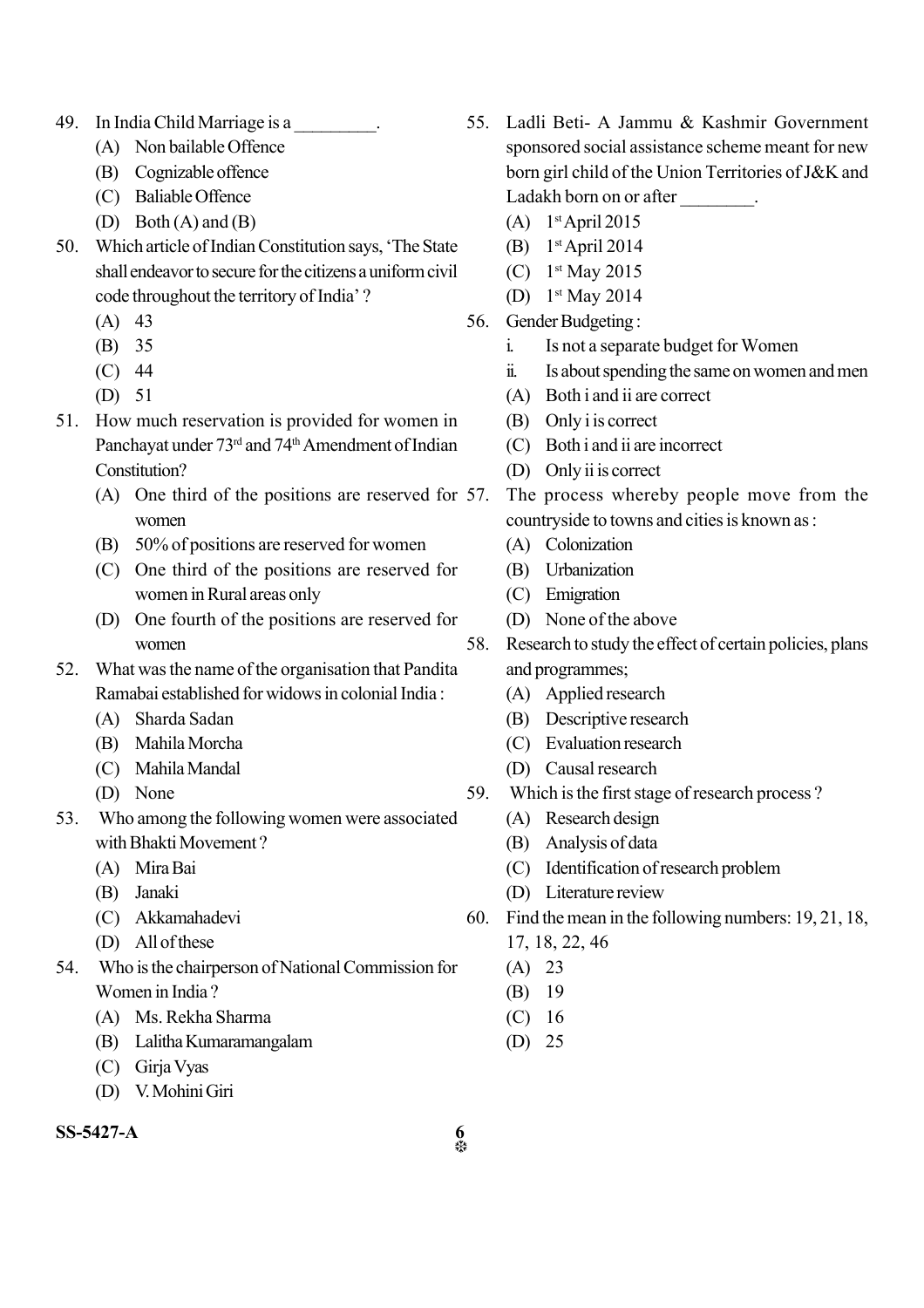49. In India Child Marriage is a ________.
    - (A) Non bailable Offence
    - (B) Cognizable offence
    - (C) Baliable Offence
    - (D) Both (A) and (B)

50. Which article of Indian Constitution says, 'The State shall endeavor to secure for the citizens a uniform civil code throughout the territory of India' ?
    - (A) 43
    - (B) 35
    - (C) 44
    - (D) 51

51. How much reservation is provided for women in Panchayat under 73rd and 74th Amendment of Indian Constitution?
    - (A) One third of the positions are reserved for women
    - (B) 50% of positions are reserved for women
    - (C) One third of the positions are reserved for women in Rural areas only
    - (D) One fourth of the positions are reserved for women

52. What was the name of the organisation that Pandita Ramabai established for widows in colonial India :
    - (A) Sharda Sadan
    - (B) Mahila Morcha
    - (C) Mahila Mandal
    - (D) None

53. Who among the following women were associated with Bhakti Movement ?
    - (A) Mira Bai
    - (B) Janaki
    - (C) Akkamahadevi
    - (D) All of these

54. Who is the chairperson of National Commission for Women in India ?
    - (A) Ms. Rekha Sharma
    - (B) Lalitha Kumaramangalam
    - (C) Girja Vyas
    - (D) V. Mohini Giri

55. Ladli Beti- A Jammu & Kashmir Government sponsored social assistance scheme meant for new born girl child of the Union Territories of J&K and Ladakh born on or after ________.
    - (A) 1st April 2015
    - (B) 1st April 2014
    - (C) 1st May 2015
    - (D) 1st May 2014

56. Gender Budgeting :
    - i. Is not a separate budget for Women
    - ii. Is about spending the same on women and men
    - (A) Both i and ii are correct
    - (B) Only i is correct
    - (C) Both i and ii are incorrect
    - (D) Only ii is correct

57. The process whereby people move from the countryside to towns and cities is known as :
    - (A) Colonization
    - (B) Urbanization
    - (C) Emigration
    - (D) None of the above

58. Research to study the effect of certain policies, plans and programmes;
    - (A) Applied research
    - (B) Descriptive research
    - (C) Evaluation research
    - (D) Causal research

59. Which is the first stage of research process ?
    - (A) Research design
    - (B) Analysis of data
    - (C) Identification of research problem
    - (D) Literature review

60. Find the mean in the following numbers: 19, 21, 18, 17, 18, 22, 46
    - (A) 23
    - (B) 19
    - (C) 16
    - (D) 25

SS-5427-A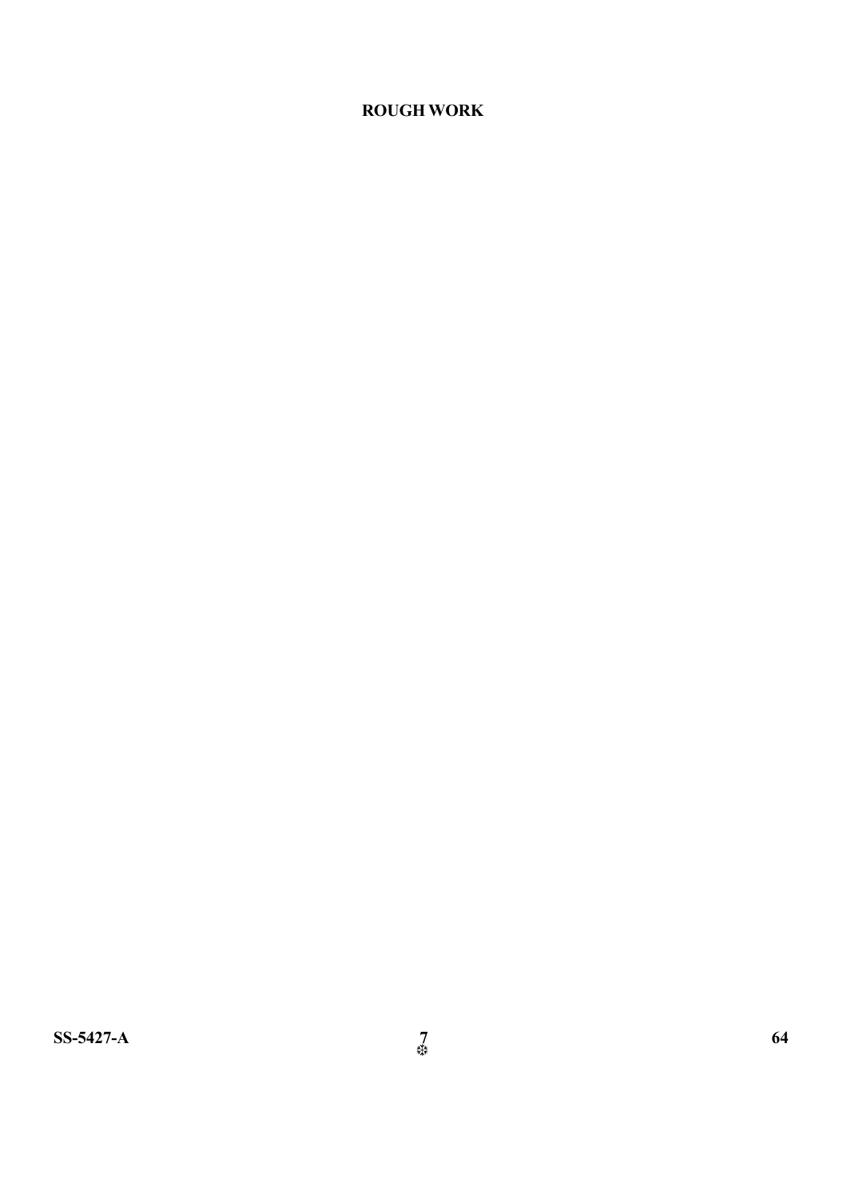**ROUGH WORK**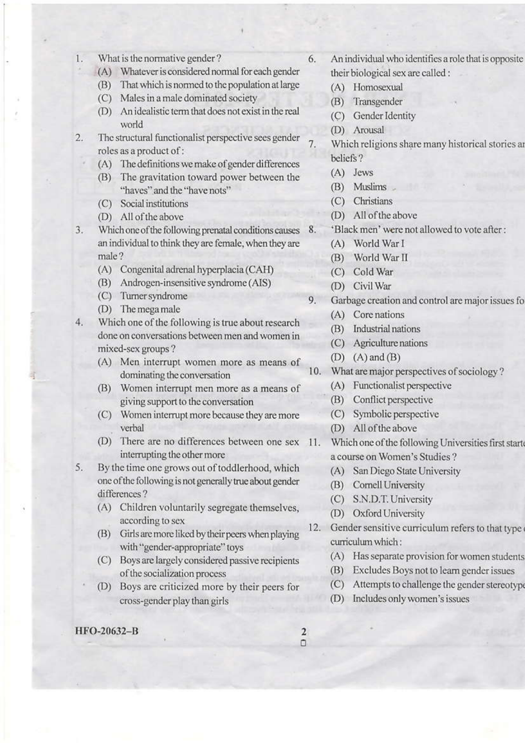1. What is the normative gender ?
   - (A) Whatever is considered normal for each gender
   - (B) That which is normed to the population at large
   - (C) Males in a male dominated society
   - (D) An idealistic term that does not exist in the real world

2. The structural functionalist perspective sees gender roles as a product of :
   - (A) The definitions we make of gender differences
   - (B) The gravitation toward power between the "haves" and the "have nots"
   - (C) Social institutions
   - (D) All of the above

3. Which one of the following prenatal conditions causes an individual to think they are female, when they are male ?
   - (A) Congenital adrenal hyperplacia (CAH)
   - (B) Androgen-insensitive syndrome (AIS)
   - (C) Turner syndrome
   - (D) The mega male

4. Which one of the following is true about research done on conversations between men and women in mixed-sex groups ?
   - (A) Men interrupt women more as means of dominating the conversation
   - (B) Women interrupt men more as a means of giving support to the conversation
   - (C) Women interrupt more because they are more verbal
   - (D) There are no differences between one sex interrupting the other more

5. By the time one grows out of toddlerhood, which one of the following is not generally true about gender differences ?
   - (A) Children voluntarily segregate themselves, according to sex
   - (B) Girls are more liked by their peers when playing with "gender-appropriate" toys
   - (C) Boys are largely considered passive recipients of the socialization process
   - (D) Boys are criticized more by their peers for cross-gender play than girls

6. An individual who identifies a role that is opposite their biological sex are called :
   - (A) Homosexual
   - (B) Transgender
   - (C) Gender Identity
   - (D) Arousal

7. Which religions share many historical stories and beliefs ?
   - (A) Jews
   - (B) Muslims
   - (C) Christians
   - (D) All of the above

8. 'Black men' were not allowed to vote after :
   - (A) World War I
   - (B) World War II
   - (C) Cold War
   - (D) Civil War

9. Garbage creation and control are major issues fo
   - (A) Core nations
   - (B) Industrial nations
   - (C) Agriculture nations
   - (D) (A) and (B)

10. What are major perspectives of sociology ?
    - (A) Functionalist perspective
    - (B) Conflict perspective
    - (C) Symbolic perspective
    - (D) All of the above

11. Which one of the following Universities first start a course on Women's Studies ?
    - (A) San Diego State University
    - (B) Cornell University
    - (C) S.N.D.T. University
    - (D) Oxford University

12. Gender sensitive curriculum refers to that type curriculum which :
    - (A) Has separate provision for women students
    - (B) Excludes Boys not to learn gender issues
    - (C) Attempts to challenge the gender stereotype
    - (D) Includes only women's issues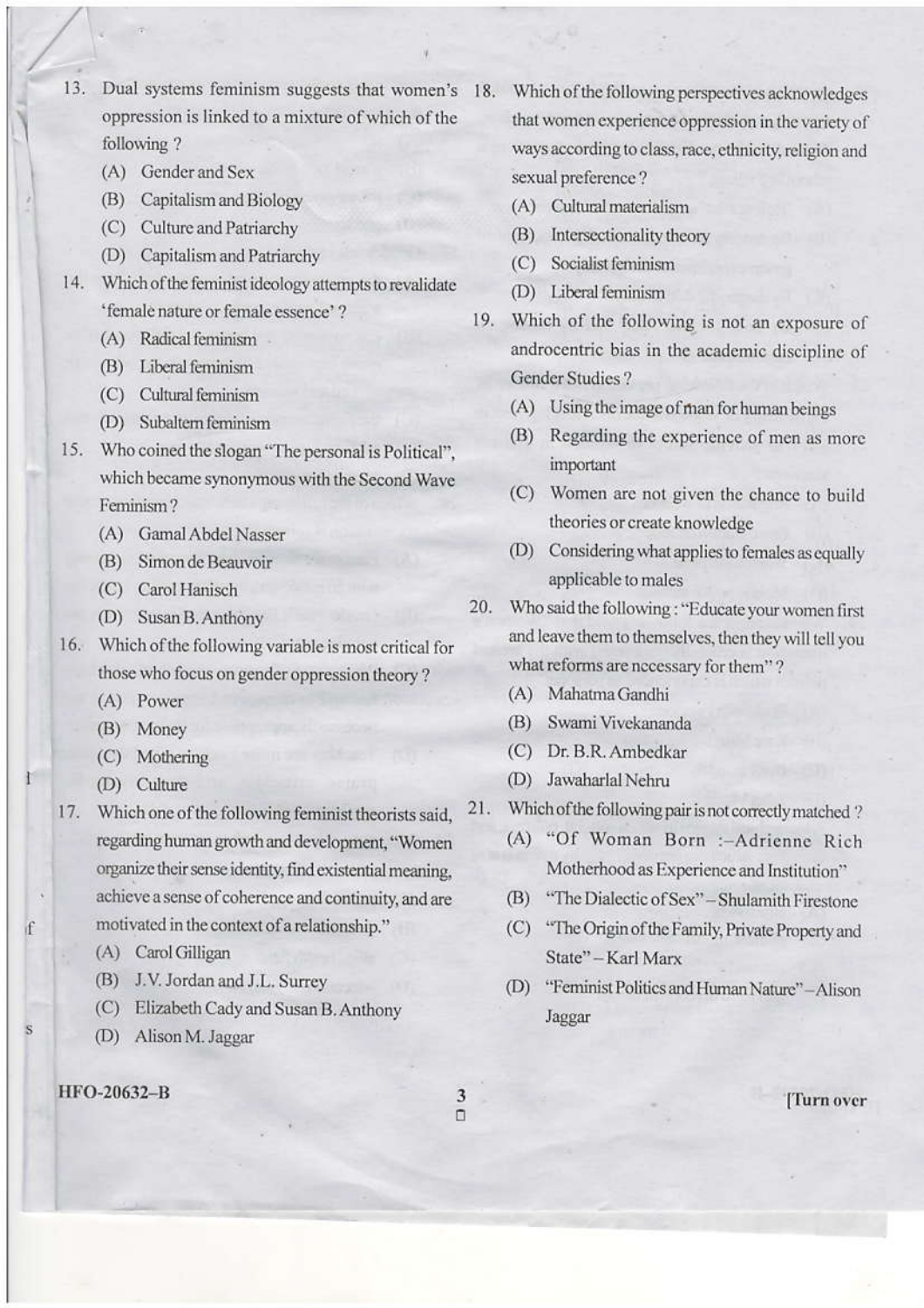13. Dual systems feminism suggests that women's oppression is linked to a mixture of which of the following ?
    - (A) Gender and Sex
    - (B) Capitalism and Biology
    - (C) Culture and Patriarchy
    - (D) Capitalism and Patriarchy

14. Which of the feminist ideology attempts to revalidate 'female nature or female essence' ?
    - (A) Radical feminism
    - (B) Liberal feminism
    - (C) Cultural feminism
    - (D) Subaltern feminism

15. Who coined the slogan "The personal is Political", which became synonymous with the Second Wave Feminism ?
    - (A) Gamal Abdel Nasser
    - (B) Simon de Beauvoir
    - (C) Carol Hanisch
    - (D) Susan B. Anthony

16. Which of the following variable is most critical for those who focus on gender oppression theory ?
    - (A) Power
    - (B) Money
    - (C) Mothering
    - (D) Culture

17. Which one of the following feminist theorists said, regarding human growth and development, "Women organize their sense identity, find existential meaning, achieve a sense of coherence and continuity, and are motivated in the context of a relationship."
    - (A) Carol Gilligan
    - (B) J.V. Jordan and J.L. Surrey
    - (C) Elizabeth Cady and Susan B. Anthony
    - (D) Alison M. Jaggar

18. Which of the following perspectives acknowledges that women experience oppression in the variety of ways according to class, race, ethnicity, religion and sexual preference ?
    - (A) Cultural materialism
    - (B) Intersectionality theory
    - (C) Socialist feminism
    - (D) Liberal feminism

19. Which of the following is not an exposure of androcentric bias in the academic discipline of Gender Studies ?
    - (A) Using the image of man for human beings
    - (B) Regarding the experience of men as more important
    - (C) Women are not given the chance to build theories or create knowledge
    - (D) Considering what applies to females as equally applicable to males

20. Who said the following : "Educate your women first and leave them to themselves, then they will tell you what reforms are necessary for them" ?
    - (A) Mahatma Gandhi
    - (B) Swami Vivekananda
    - (C) Dr. B.R. Ambedkar
    - (D) Jawaharlal Nehru

21. Which of the following pair is not correctly matched ?
    - (A) "Of Woman Born :–Adrienne Rich Motherhood as Experience and Institution"
    - (B) "The Dialectic of Sex" – Shulamith Firestone
    - (C) "The Origin of the Family, Private Property and State" – Karl Marx
    - (D) "Feminist Politics and Human Nature" – Alison Jaggar

HFO-20632–B

[Turn over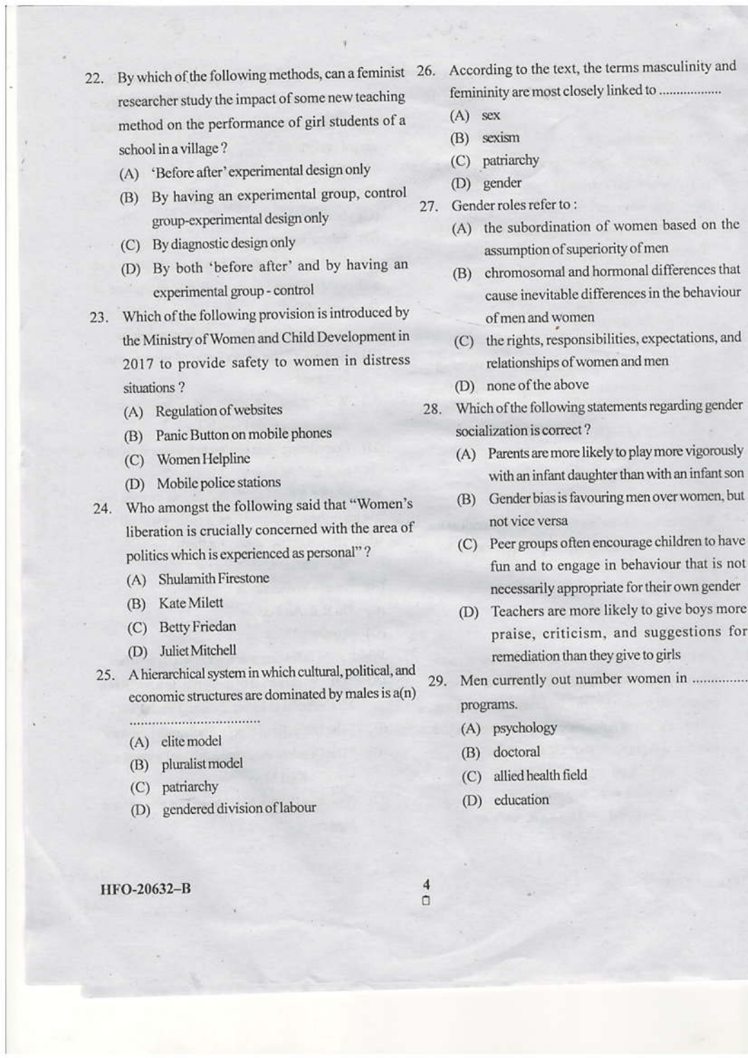22. By which of the following methods, can a feminist researcher study the impact of some new teaching method on the performance of girl students of a school in a village ?
    - (A) 'Before after' experimental design only
    - (B) By having an experimental group, control group-experimental design only
    - (C) By diagnostic design only
    - (D) By both 'before after' and by having an experimental group - control

23. Which of the following provision is introduced by the Ministry of Women and Child Development in 2017 to provide safety to women in distress situations ?
    - (A) Regulation of websites
    - (B) Panic Button on mobile phones
    - (C) Women Helpline
    - (D) Mobile police stations

24. Who amongst the following said that "Women's liberation is crucially concerned with the area of politics which is experienced as personal" ?
    - (A) Shulamith Firestone
    - (B) Kate Milett
    - (C) Betty Friedan
    - (D) Juliet Mitchell

25. A hierarchical system in which cultural, political, and economic structures are dominated by males is a(n) ..................................
    - (A) elite model
    - (B) pluralist model
    - (C) patriarchy
    - (D) gendered division of labour

26. According to the text, the terms masculinity and femininity are most closely linked to .................
    - (A) sex
    - (B) sexism
    - (C) patriarchy
    - (D) gender

27. Gender roles refer to :
    - (A) the subordination of women based on the assumption of superiority of men
    - (B) chromosomal and hormonal differences that cause inevitable differences in the behaviour of men and women
    - (C) the rights, responsibilities, expectations, and relationships of women and men
    - (D) none of the above

28. Which of the following statements regarding gender socialization is correct ?
    - (A) Parents are more likely to play more vigorously with an infant daughter than with an infant son
    - (B) Gender bias is favouring men over women, but not vice versa
    - (C) Peer groups often encourage children to have fun and to engage in behaviour that is not necessarily appropriate for their own gender
    - (D) Teachers are more likely to give boys more praise, criticism, and suggestions for remediation than they give to girls

29. Men currently out number women in .............. programs.
    - (A) psychology
    - (B) doctoral
    - (C) allied health field
    - (D) education

HFO-20632-B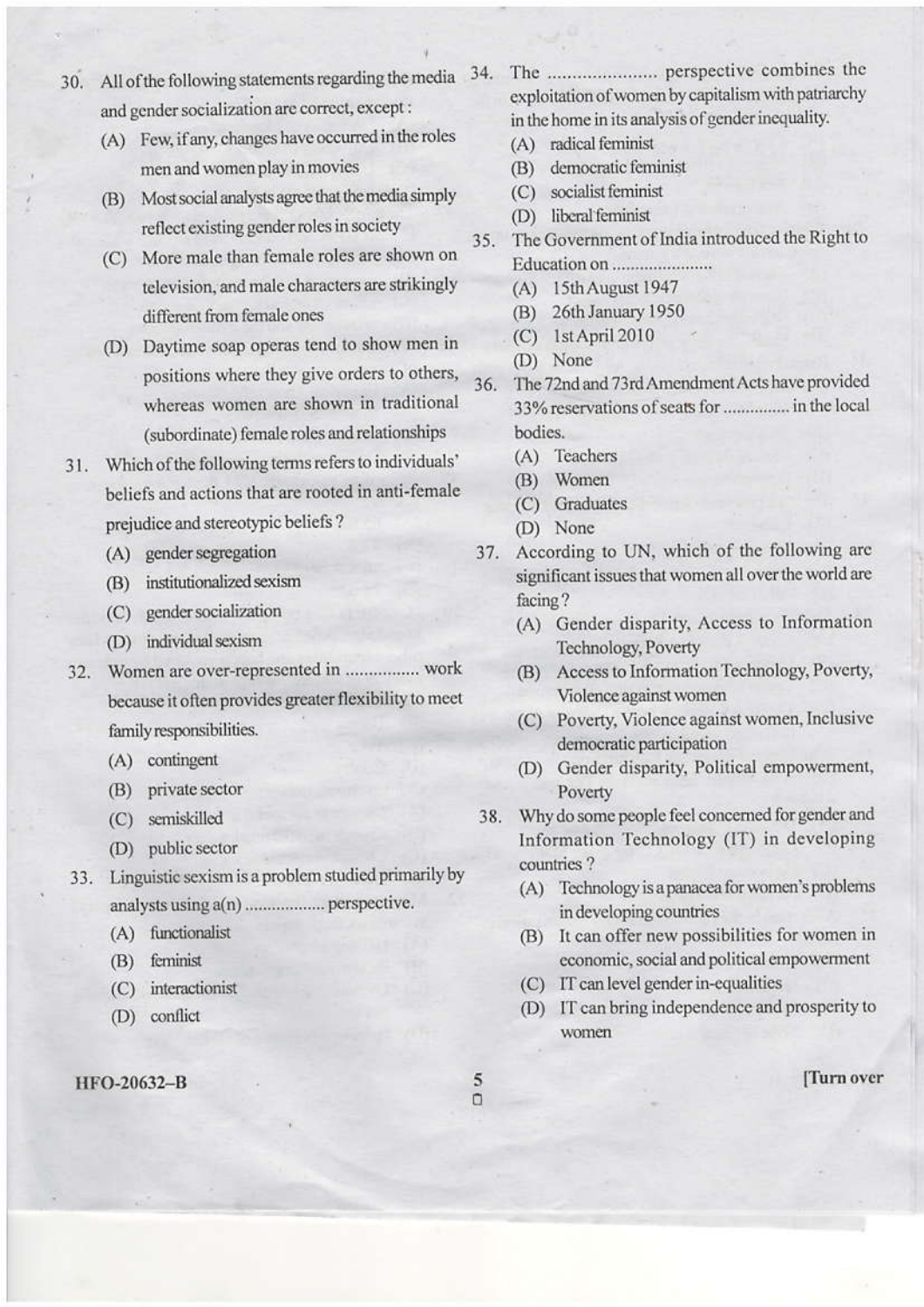30. All of the following statements regarding the media and gender socialization are correct, except :
    - (A) Few, if any, changes have occurred in the roles men and women play in movies
    - (B) Most social analysts agree that the media simply reflect existing gender roles in society
    - (C) More male than female roles are shown on television, and male characters are strikingly different from female ones
    - (D) Daytime soap operas tend to show men in positions where they give orders to others, whereas women are shown in traditional (subordinate) female roles and relationships

31. Which of the following terms refers to individuals' beliefs and actions that are rooted in anti-female prejudice and stereotypic beliefs ?
    - (A) gender segregation
    - (B) institutionalized sexism
    - (C) gender socialization
    - (D) individual sexism

32. Women are over-represented in ................ work because it often provides greater flexibility to meet family responsibilities.
    - (A) contingent
    - (B) private sector
    - (C) semiskilled
    - (D) public sector

33. Linguistic sexism is a problem studied primarily by analysts using a(n) ................. perspective.
    - (A) functionalist
    - (B) feminist
    - (C) interactionist
    - (D) conflict

34. The ...................... perspective combines the exploitation of women by capitalism with patriarchy in the home in its analysis of gender inequality.
    - (A) radical feminist
    - (B) democratic feminist
    - (C) socialist feminist
    - (D) liberal feminist

35. The Government of India introduced the Right to Education on ......................
    - (A) 15th August 1947
    - (B) 26th January 1950
    - (C) 1st April 2010
    - (D) None

36. The 72nd and 73rd Amendment Acts have provided 33% reservations of seats for .............. in the local bodies.
    - (A) Teachers
    - (B) Women
    - (C) Graduates
    - (D) None

37. According to UN, which of the following are significant issues that women all over the world are facing ?
    - (A) Gender disparity, Access to Information Technology, Poverty
    - (B) Access to Information Technology, Poverty, Violence against women
    - (C) Poverty, Violence against women, Inclusive democratic participation
    - (D) Gender disparity, Political empowerment, Poverty

38. Why do some people feel concerned for gender and Information Technology (IT) in developing countries ?
    - (A) Technology is a panacea for women's problems in developing countries
    - (B) It can offer new possibilities for women in economic, social and political empowerment
    - (C) IT can level gender in-equalities
    - (D) IT can bring independence and prosperity to women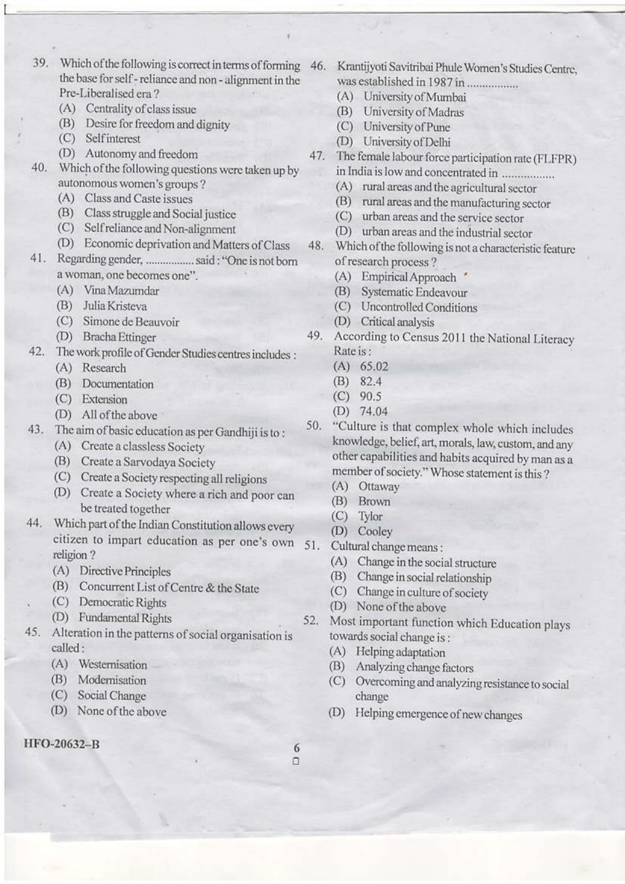39. Which of the following is correct in terms of forming the base for self - reliance and non - alignment in the Pre-Liberalised era ?
   - (A) Centrality of class issue
   - (B) Desire for freedom and dignity
   - (C) Self interest
   - (D) Autonomy and freedom

40. Which of the following questions were taken up by autonomous women's groups ?
   - (A) Class and Caste issues
   - (B) Class struggle and Social justice
   - (C) Self reliance and Non-alignment
   - (D) Economic deprivation and Matters of Class

41. Regarding gender, ................ said : "One is not born a woman, one becomes one".
   - (A) Vina Mazumdar
   - (B) Julia Kristeva
   - (C) Simone de Beauvoir
   - (D) Bracha Ettinger

42. The work profile of Gender Studies centres includes :
   - (A) Research
   - (B) Documentation
   - (C) Extension
   - (D) All of the above

43. The aim of basic education as per Gandhiji is to :
   - (A) Create a classless Society
   - (B) Create a Sarvodaya Society
   - (C) Create a Society respecting all religions
   - (D) Create a Society where a rich and poor can be treated together

44. Which part of the Indian Constitution allows every citizen to impart education as per one's own religion ?
   - (A) Directive Principles
   - (B) Concurrent List of Centre & the State
   - (C) Democratic Rights
   - (D) Fundamental Rights

45. Alteration in the patterns of social organisation is called :
   - (A) Westernisation
   - (B) Modernisation
   - (C) Social Change
   - (D) None of the above

46. Krantijyoti Savitribai Phule Women's Studies Centre, was established in 1987 in ................
   - (A) University of Mumbai
   - (B) University of Madras
   - (C) University of Pune
   - (D) University of Delhi

47. The female labour force participation rate (FLFPR) in India is low and concentrated in ................
   - (A) rural areas and the agricultural sector
   - (B) rural areas and the manufacturing sector
   - (C) urban areas and the service sector
   - (D) urban areas and the industrial sector

48. Which of the following is not a characteristic feature of research process ?
   - (A) Empirical Approach
   - (B) Systematic Endeavour
   - (C) Uncontrolled Conditions
   - (D) Critical analysis

49. According to Census 2011 the National Literacy Rate is :
   - (A) 65.02
   - (B) 82.4
   - (C) 90.5
   - (D) 74.04

50. "Culture is that complex whole which includes knowledge, belief, art, morals, law, custom, and any other capabilities and habits acquired by man as a member of society." Whose statement is this ?
   - (A) Ottaway
   - (B) Brown
   - (C) Tylor
   - (D) Cooley

51. Cultural change means :
   - (A) Change in the social structure
   - (B) Change in social relationship
   - (C) Change in culture of society
   - (D) None of the above

52. Most important function which Education plays towards social change is :
   - (A) Helping adaptation
   - (B) Analyzing change factors
   - (C) Overcoming and analyzing resistance to social change
   - (D) Helping emergence of new changes

HFO-20632-B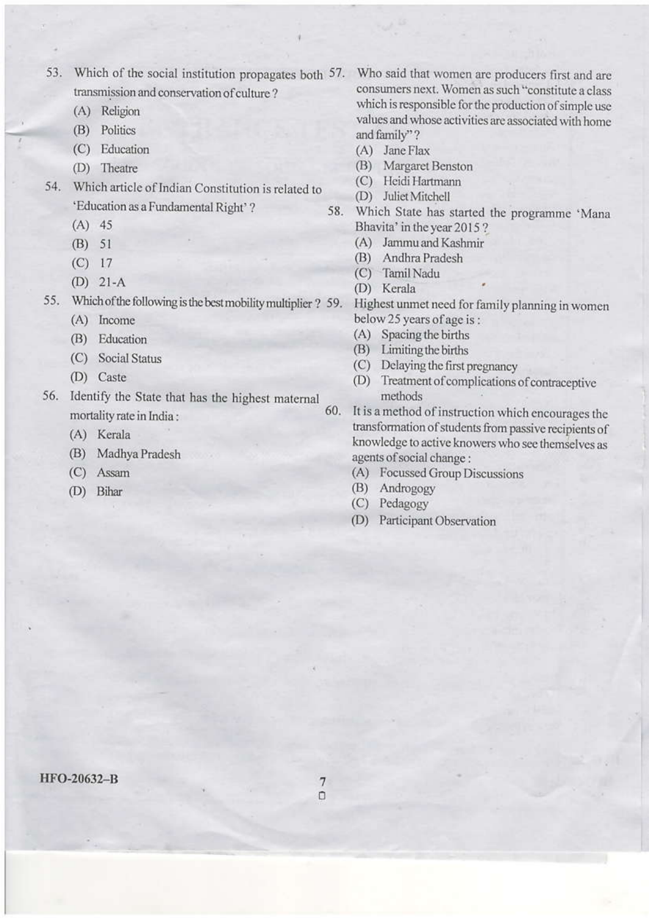53. Which of the social institution propagates both transmission and conservation of culture ?
   (A) Religion
   (B) Politics
   (C) Education
   (D) Theatre

54. Which article of Indian Constitution is related to 'Education as a Fundamental Right' ?
   (A) 45
   (B) 51
   (C) 17
   (D) 21-A

55. Which of the following is the best mobility multiplier ?
   (A) Income
   (B) Education
   (C) Social Status
   (D) Caste

56. Identify the State that has the highest maternal mortality rate in India :
   (A) Kerala
   (B) Madhya Pradesh
   (C) Assam
   (D) Bihar

57. Who said that women are producers first and are consumers next. Women as such "constitute a class which is responsible for the production of simple use values and whose activities are associated with home and family" ?
   (A) Jane Flax
   (B) Margaret Benston
   (C) Heidi Hartmann
   (D) Juliet Mitchell

58. Which State has started the programme 'Mana Bhavita' in the year 2015 ?
   (A) Jammu and Kashmir
   (B) Andhra Pradesh
   (C) Tamil Nadu
   (D) Kerala

59. Highest unmet need for family planning in women below 25 years of age is :
   (A) Spacing the births
   (B) Limiting the births
   (C) Delaying the first pregnancy
   (D) Treatment of complications of contraceptive methods

60. It is a method of instruction which encourages the transformation of students from passive recipients of knowledge to active knowers who see themselves as agents of social change :
   (A) Focussed Group Discussions
   (B) Androgogy
   (C) Pedagogy
   (D) Participant Observation

HFO-20632-B